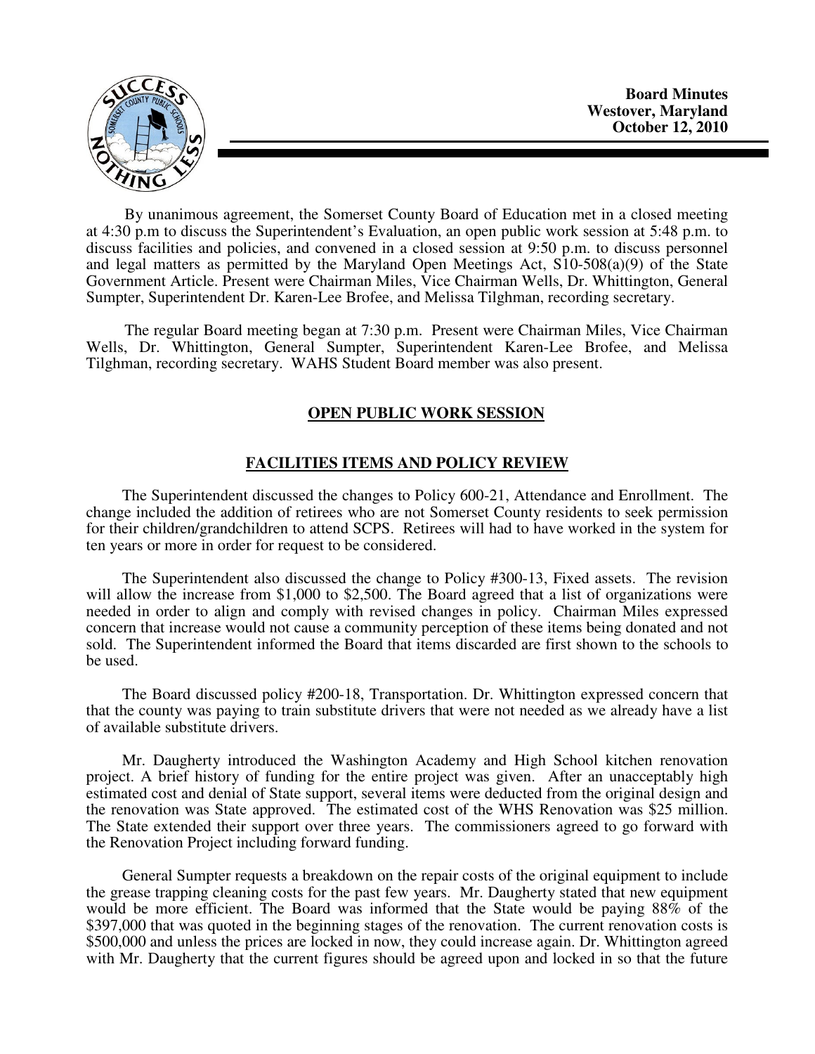**Board Minutes**
**Westover, Maryland**
**October 12, 2010**

By unanimous agreement, the Somerset County Board of Education met in a closed meeting at 4:30 p.m to discuss the Superintendent's Evaluation, an open public work session at 5:48 p.m. to discuss facilities and policies, and convened in a closed session at 9:50 p.m. to discuss personnel and legal matters as permitted by the Maryland Open Meetings Act, S10-508(a)(9) of the State Government Article. Present were Chairman Miles, Vice Chairman Wells, Dr. Whittington, General Sumpter, Superintendent Dr. Karen-Lee Brofee, and Melissa Tilghman, recording secretary.

The regular Board meeting began at 7:30 p.m. Present were Chairman Miles, Vice Chairman Wells, Dr. Whittington, General Sumpter, Superintendent Karen-Lee Brofee, and Melissa Tilghman, recording secretary. WAHS Student Board member was also present.

## OPEN PUBLIC WORK SESSION

## FACILITIES ITEMS AND POLICY REVIEW

The Superintendent discussed the changes to Policy 600-21, Attendance and Enrollment. The change included the addition of retirees who are not Somerset County residents to seek permission for their children/grandchildren to attend SCPS. Retirees will had to have worked in the system for ten years or more in order for request to be considered.

The Superintendent also discussed the change to Policy #300-13, Fixed assets. The revision will allow the increase from $1,000 to $2,500. The Board agreed that a list of organizations were needed in order to align and comply with revised changes in policy. Chairman Miles expressed concern that increase would not cause a community perception of these items being donated and not sold. The Superintendent informed the Board that items discarded are first shown to the schools to be used.

The Board discussed policy #200-18, Transportation. Dr. Whittington expressed concern that that the county was paying to train substitute drivers that were not needed as we already have a list of available substitute drivers.

Mr. Daugherty introduced the Washington Academy and High School kitchen renovation project. A brief history of funding for the entire project was given. After an unacceptably high estimated cost and denial of State support, several items were deducted from the original design and the renovation was State approved. The estimated cost of the WHS Renovation was $25 million. The State extended their support over three years. The commissioners agreed to go forward with the Renovation Project including forward funding.

General Sumpter requests a breakdown on the repair costs of the original equipment to include the grease trapping cleaning costs for the past few years. Mr. Daugherty stated that new equipment would be more efficient. The Board was informed that the State would be paying 88% of the $397,000 that was quoted in the beginning stages of the renovation. The current renovation costs is $500,000 and unless the prices are locked in now, they could increase again. Dr. Whittington agreed with Mr. Daugherty that the current figures should be agreed upon and locked in so that the future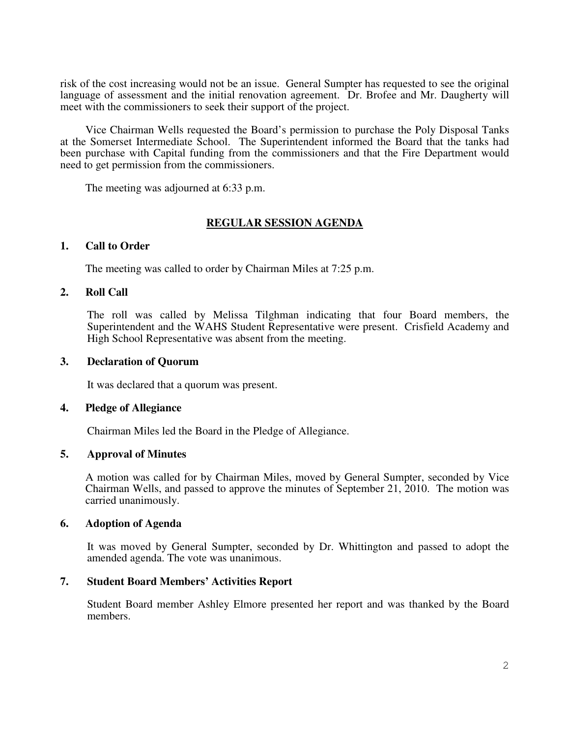risk of the cost increasing would not be an issue. General Sumpter has requested to see the original language of assessment and the initial renovation agreement. Dr. Brofee and Mr. Daugherty will meet with the commissioners to seek their support of the project.

Vice Chairman Wells requested the Board's permission to purchase the Poly Disposal Tanks at the Somerset Intermediate School. The Superintendent informed the Board that the tanks had been purchase with Capital funding from the commissioners and that the Fire Department would need to get permission from the commissioners.

The meeting was adjourned at 6:33 p.m.

## REGULAR SESSION AGENDA

### 1. Call to Order

The meeting was called to order by Chairman Miles at 7:25 p.m.

### 2. Roll Call

The roll was called by Melissa Tilghman indicating that four Board members, the Superintendent and the WAHS Student Representative were present. Crisfield Academy and High School Representative was absent from the meeting.

### 3. Declaration of Quorum

It was declared that a quorum was present.

### 4. Pledge of Allegiance

Chairman Miles led the Board in the Pledge of Allegiance.

### 5. Approval of Minutes

A motion was called for by Chairman Miles, moved by General Sumpter, seconded by Vice Chairman Wells, and passed to approve the minutes of September 21, 2010. The motion was carried unanimously.

### 6. Adoption of Agenda

It was moved by General Sumpter, seconded by Dr. Whittington and passed to adopt the amended agenda. The vote was unanimous.

### 7. Student Board Members' Activities Report

Student Board member Ashley Elmore presented her report and was thanked by the Board members.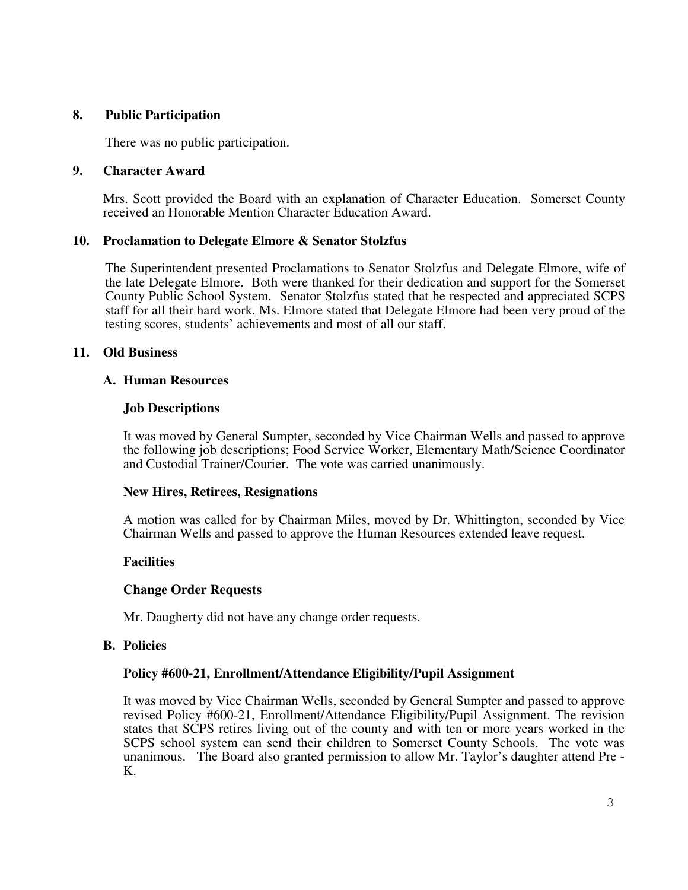## 8. Public Participation

There was no public participation.

## 9. Character Award

Mrs. Scott provided the Board with an explanation of Character Education. Somerset County received an Honorable Mention Character Education Award.

## 10. Proclamation to Delegate Elmore & Senator Stolzfus

The Superintendent presented Proclamations to Senator Stolzfus and Delegate Elmore, wife of the late Delegate Elmore. Both were thanked for their dedication and support for the Somerset County Public School System. Senator Stolzfus stated that he respected and appreciated SCPS staff for all their hard work. Ms. Elmore stated that Delegate Elmore had been very proud of the testing scores, students' achievements and most of all our staff.

## 11. Old Business

### A. Human Resources

**Job Descriptions**

It was moved by General Sumpter, seconded by Vice Chairman Wells and passed to approve the following job descriptions; Food Service Worker, Elementary Math/Science Coordinator and Custodial Trainer/Courier. The vote was carried unanimously.

**New Hires, Retirees, Resignations**

A motion was called for by Chairman Miles, moved by Dr. Whittington, seconded by Vice Chairman Wells and passed to approve the Human Resources extended leave request.

**Facilities**

**Change Order Requests**

Mr. Daugherty did not have any change order requests.

### B. Policies

**Policy #600-21, Enrollment/Attendance Eligibility/Pupil Assignment**

It was moved by Vice Chairman Wells, seconded by General Sumpter and passed to approve revised Policy #600-21, Enrollment/Attendance Eligibility/Pupil Assignment. The revision states that SCPS retires living out of the county and with ten or more years worked in the SCPS school system can send their children to Somerset County Schools. The vote was unanimous. The Board also granted permission to allow Mr. Taylor's daughter attend Pre - K.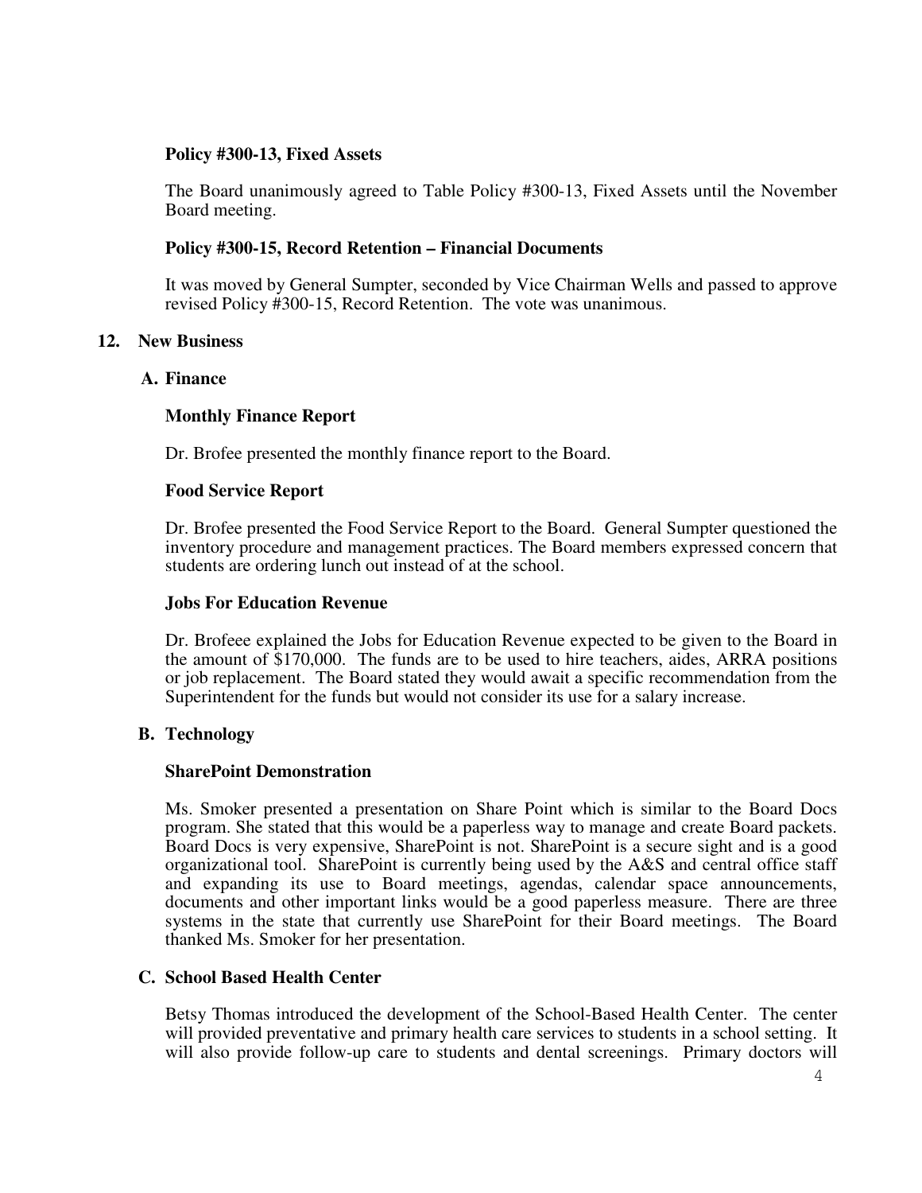**Policy #300-13, Fixed Assets**

The Board unanimously agreed to Table Policy #300-13, Fixed Assets until the November Board meeting.

**Policy #300-15, Record Retention – Financial Documents**

It was moved by General Sumpter, seconded by Vice Chairman Wells and passed to approve revised Policy #300-15, Record Retention. The vote was unanimous.

**12. New Business**

**A. Finance**

**Monthly Finance Report**

Dr. Brofee presented the monthly finance report to the Board.

**Food Service Report**

Dr. Brofee presented the Food Service Report to the Board. General Sumpter questioned the inventory procedure and management practices. The Board members expressed concern that students are ordering lunch out instead of at the school.

**Jobs For Education Revenue**

Dr. Brofeee explained the Jobs for Education Revenue expected to be given to the Board in the amount of $170,000. The funds are to be used to hire teachers, aides, ARRA positions or job replacement. The Board stated they would await a specific recommendation from the Superintendent for the funds but would not consider its use for a salary increase.

**B. Technology**

**SharePoint Demonstration**

Ms. Smoker presented a presentation on Share Point which is similar to the Board Docs program. She stated that this would be a paperless way to manage and create Board packets. Board Docs is very expensive, SharePoint is not. SharePoint is a secure sight and is a good organizational tool. SharePoint is currently being used by the A&S and central office staff and expanding its use to Board meetings, agendas, calendar space announcements, documents and other important links would be a good paperless measure. There are three systems in the state that currently use SharePoint for their Board meetings. The Board thanked Ms. Smoker for her presentation.

**C. School Based Health Center**

Betsy Thomas introduced the development of the School-Based Health Center. The center will provided preventative and primary health care services to students in a school setting. It will also provide follow-up care to students and dental screenings. Primary doctors will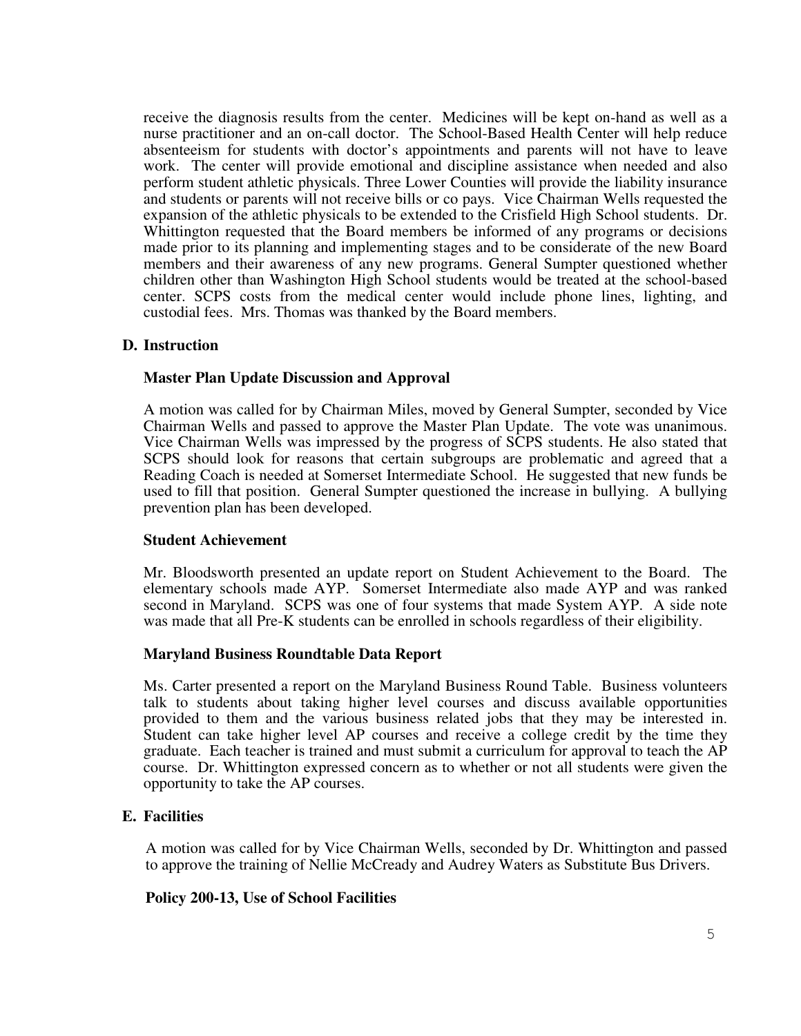receive the diagnosis results from the center. Medicines will be kept on-hand as well as a nurse practitioner and an on-call doctor. The School-Based Health Center will help reduce absenteeism for students with doctor's appointments and parents will not have to leave work. The center will provide emotional and discipline assistance when needed and also perform student athletic physicals. Three Lower Counties will provide the liability insurance and students or parents will not receive bills or co pays. Vice Chairman Wells requested the expansion of the athletic physicals to be extended to the Crisfield High School students. Dr. Whittington requested that the Board members be informed of any programs or decisions made prior to its planning and implementing stages and to be considerate of the new Board members and their awareness of any new programs. General Sumpter questioned whether children other than Washington High School students would be treated at the school-based center. SCPS costs from the medical center would include phone lines, lighting, and custodial fees. Mrs. Thomas was thanked by the Board members.

## D. Instruction

### Master Plan Update Discussion and Approval

A motion was called for by Chairman Miles, moved by General Sumpter, seconded by Vice Chairman Wells and passed to approve the Master Plan Update. The vote was unanimous. Vice Chairman Wells was impressed by the progress of SCPS students. He also stated that SCPS should look for reasons that certain subgroups are problematic and agreed that a Reading Coach is needed at Somerset Intermediate School. He suggested that new funds be used to fill that position. General Sumpter questioned the increase in bullying. A bullying prevention plan has been developed.

### Student Achievement

Mr. Bloodsworth presented an update report on Student Achievement to the Board. The elementary schools made AYP. Somerset Intermediate also made AYP and was ranked second in Maryland. SCPS was one of four systems that made System AYP. A side note was made that all Pre-K students can be enrolled in schools regardless of their eligibility.

### Maryland Business Roundtable Data Report

Ms. Carter presented a report on the Maryland Business Round Table. Business volunteers talk to students about taking higher level courses and discuss available opportunities provided to them and the various business related jobs that they may be interested in. Student can take higher level AP courses and receive a college credit by the time they graduate. Each teacher is trained and must submit a curriculum for approval to teach the AP course. Dr. Whittington expressed concern as to whether or not all students were given the opportunity to take the AP courses.

## E. Facilities

A motion was called for by Vice Chairman Wells, seconded by Dr. Whittington and passed to approve the training of Nellie McCready and Audrey Waters as Substitute Bus Drivers.

### Policy 200-13, Use of School Facilities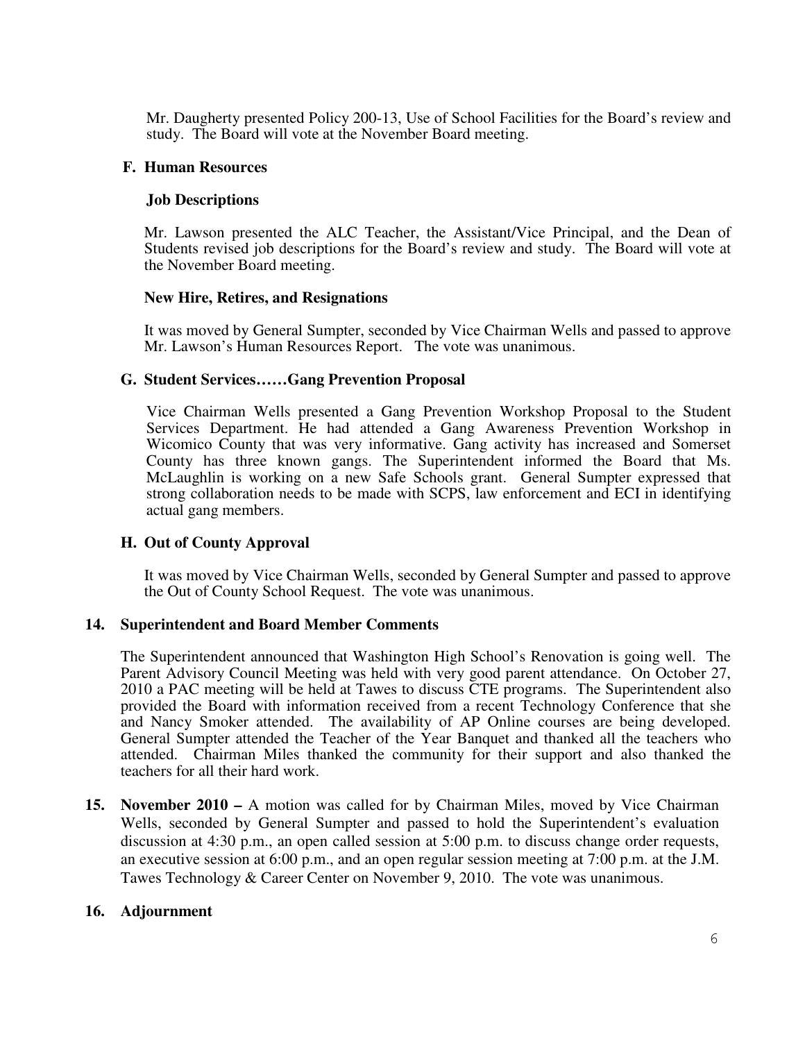Mr. Daugherty presented Policy 200-13, Use of School Facilities for the Board's review and study. The Board will vote at the November Board meeting.

### F. Human Resources

#### Job Descriptions

Mr. Lawson presented the ALC Teacher, the Assistant/Vice Principal, and the Dean of Students revised job descriptions for the Board's review and study. The Board will vote at the November Board meeting.

#### New Hire, Retires, and Resignations

It was moved by General Sumpter, seconded by Vice Chairman Wells and passed to approve Mr. Lawson's Human Resources Report. The vote was unanimous.

### G. Student Services……Gang Prevention Proposal

Vice Chairman Wells presented a Gang Prevention Workshop Proposal to the Student Services Department. He had attended a Gang Awareness Prevention Workshop in Wicomico County that was very informative. Gang activity has increased and Somerset County has three known gangs. The Superintendent informed the Board that Ms. McLaughlin is working on a new Safe Schools grant. General Sumpter expressed that strong collaboration needs to be made with SCPS, law enforcement and ECI in identifying actual gang members.

### H. Out of County Approval

It was moved by Vice Chairman Wells, seconded by General Sumpter and passed to approve the Out of County School Request. The vote was unanimous.

## 14. Superintendent and Board Member Comments

The Superintendent announced that Washington High School's Renovation is going well. The Parent Advisory Council Meeting was held with very good parent attendance. On October 27, 2010 a PAC meeting will be held at Tawes to discuss CTE programs. The Superintendent also provided the Board with information received from a recent Technology Conference that she and Nancy Smoker attended. The availability of AP Online courses are being developed. General Sumpter attended the Teacher of the Year Banquet and thanked all the teachers who attended. Chairman Miles thanked the community for their support and also thanked the teachers for all their hard work.

**15. November 2010 –** A motion was called for by Chairman Miles, moved by Vice Chairman Wells, seconded by General Sumpter and passed to hold the Superintendent's evaluation discussion at 4:30 p.m., an open called session at 5:00 p.m. to discuss change order requests, an executive session at 6:00 p.m., and an open regular session meeting at 7:00 p.m. at the J.M. Tawes Technology & Career Center on November 9, 2010. The vote was unanimous.

## 16. Adjournment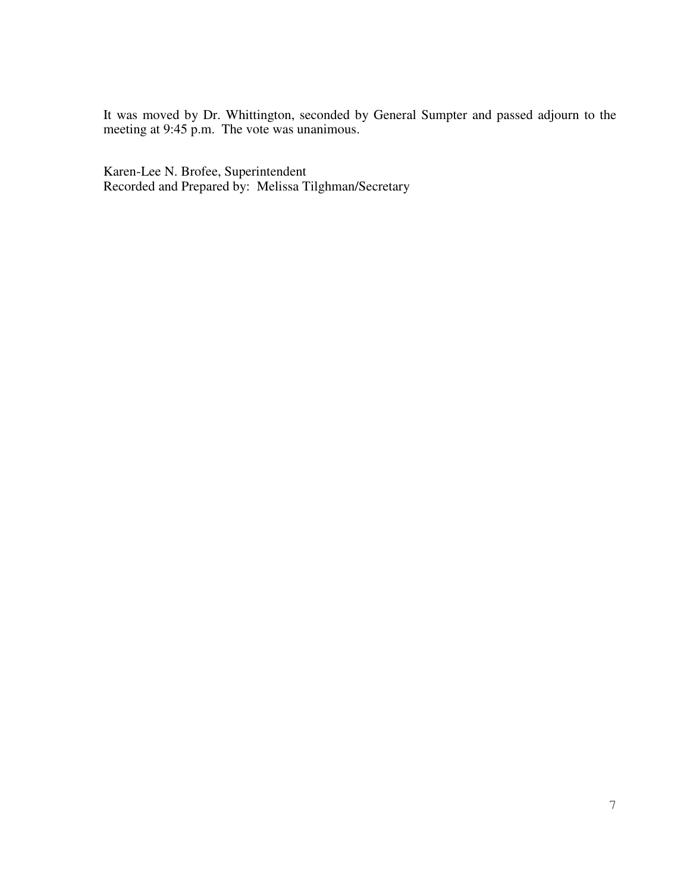It was moved by Dr. Whittington, seconded by General Sumpter and passed adjourn to the meeting at 9:45 p.m. The vote was unanimous.

Karen-Lee N. Brofee, Superintendent
Recorded and Prepared by: Melissa Tilghman/Secretary